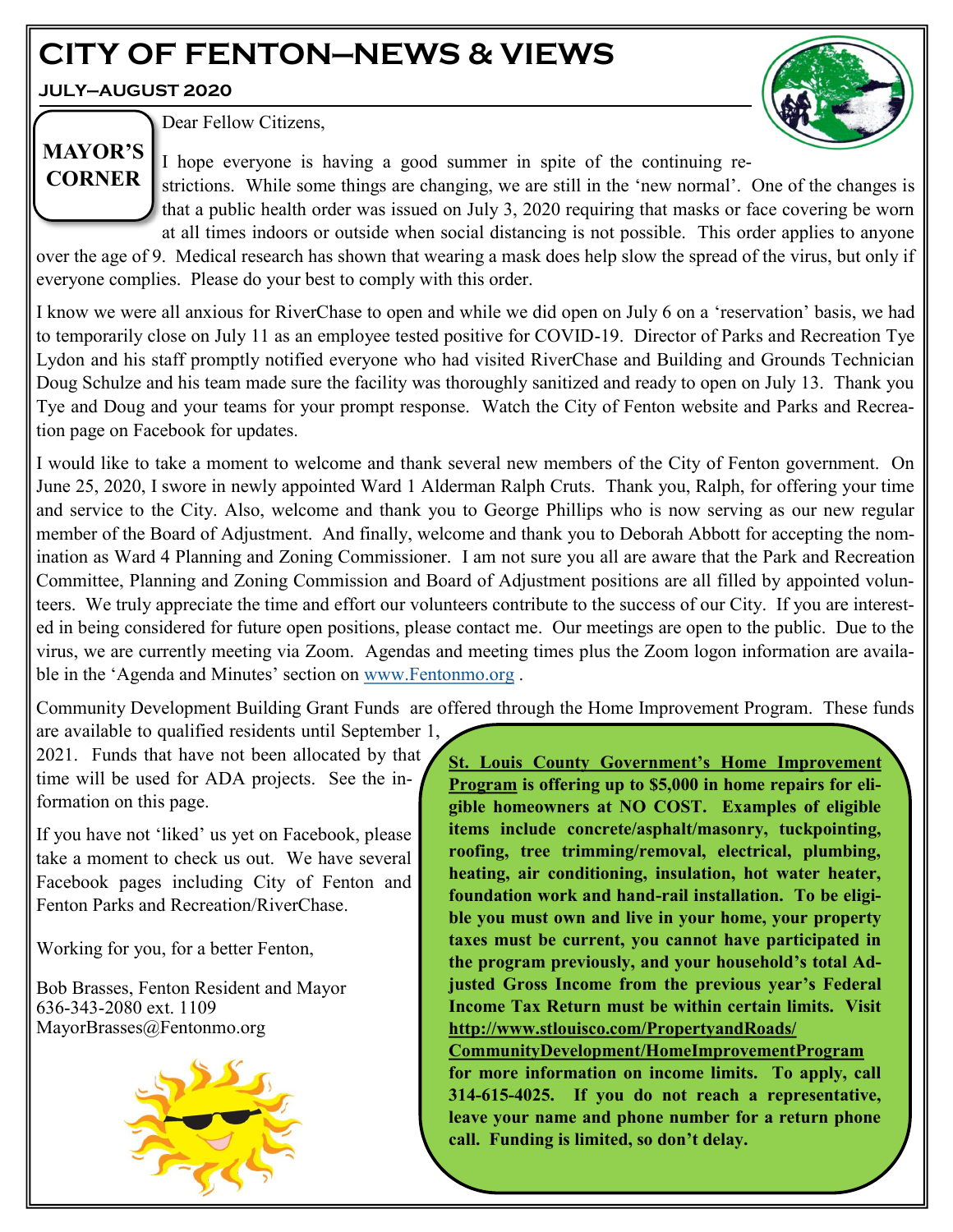# CITY OF FENTON—NEWS & VIEWS

**JULY—AUGUST 2020**

## MAYOR'S CORNER

Dear Fellow Citizens,

I hope everyone is having a good summer in spite of the continuing restrictions. While some things are changing, we are still in the 'new normal'. One of the changes is that a public health order was issued on July 3, 2020 requiring that masks or face covering be worn at all times indoors or outside when social distancing is not possible. This order applies to anyone over the age of 9. Medical research has shown that wearing a mask does help slow the spread of the virus, but only if everyone complies. Please do your best to comply with this order.

I know we were all anxious for RiverChase to open and while we did open on July 6 on a 'reservation' basis, we had to temporarily close on July 11 as an employee tested positive for COVID-19. Director of Parks and Recreation Tye Lydon and his staff promptly notified everyone who had visited RiverChase and Building and Grounds Technician Doug Schulze and his team made sure the facility was thoroughly sanitized and ready to open on July 13. Thank you Tye and Doug and your teams for your prompt response. Watch the City of Fenton website and Parks and Recreation page on Facebook for updates.

I would like to take a moment to welcome and thank several new members of the City of Fenton government. On June 25, 2020, I swore in newly appointed Ward 1 Alderman Ralph Cruts. Thank you, Ralph, for offering your time and service to the City. Also, welcome and thank you to George Phillips who is now serving as our new regular member of the Board of Adjustment. And finally, welcome and thank you to Deborah Abbott for accepting the nomination as Ward 4 Planning and Zoning Commissioner. I am not sure you all are aware that the Park and Recreation Committee, Planning and Zoning Commission and Board of Adjustment positions are all filled by appointed volunteers. We truly appreciate the time and effort our volunteers contribute to the success of our City. If you are interested in being considered for future open positions, please contact me. Our meetings are open to the public. Due to the virus, we are currently meeting via Zoom. Agendas and meeting times plus the Zoom logon information are available in the 'Agenda and Minutes' section on www.Fentonmo.org .

Community Development Building Grant Funds are offered through the Home Improvement Program. These funds are available to qualified residents until September 1, 2021. Funds that have not been allocated by that time will be used for ADA projects. See the information on this page.

If you have not 'liked' us yet on Facebook, please take a moment to check us out. We have several Facebook pages including City of Fenton and Fenton Parks and Recreation/RiverChase.

Working for you, for a better Fenton,

Bob Brasses, Fenton Resident and Mayor
636-343-2080 ext. 1109
MayorBrasses@Fentonmo.org

**St. Louis County Government's Home Improvement Program is offering up to $5,000 in home repairs for eligible homeowners at NO COST. Examples of eligible items include concrete/asphalt/masonry, tuckpointing, roofing, tree trimming/removal, electrical, plumbing, heating, air conditioning, insulation, hot water heater, foundation work and hand-rail installation. To be eligible you must own and live in your home, your property taxes must be current, you cannot have participated in the program previously, and your household's total Adjusted Gross Income from the previous year's Federal Income Tax Return must be within certain limits. Visit http://www.stlouisco.com/PropertyandRoads/CommunityDevelopment/HomeImprovementProgram for more information on income limits. To apply, call 314-615-4025. If you do not reach a representative, leave your name and phone number for a return phone call. Funding is limited, so don't delay.**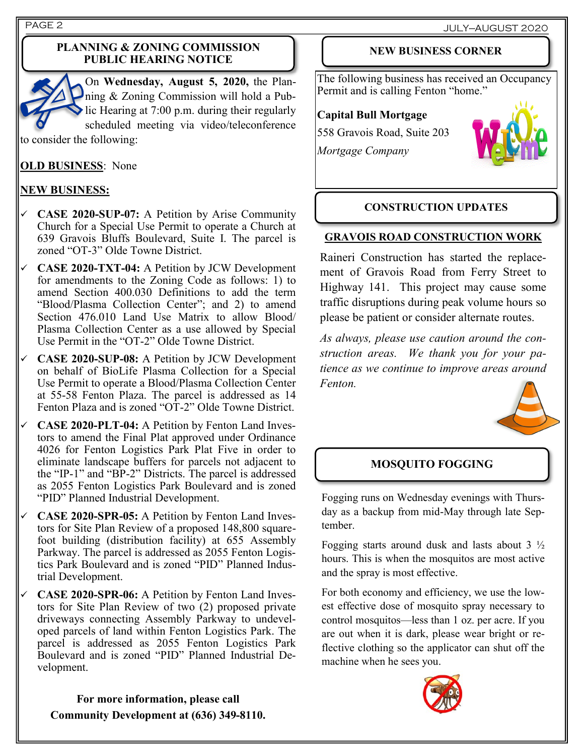## PLANNING & ZONING COMMISSION PUBLIC HEARING NOTICE

On **Wednesday, August 5, 2020,** the Planning & Zoning Commission will hold a Public Hearing at 7:00 p.m. during their regularly scheduled meeting via video/teleconference to consider the following:

**OLD BUSINESS**: None

**NEW BUSINESS:**

- **CASE 2020-SUP-07:** A Petition by Arise Community Church for a Special Use Permit to operate a Church at 639 Gravois Bluffs Boulevard, Suite I. The parcel is zoned "OT-3" Olde Towne District.
- **CASE 2020-TXT-04:** A Petition by JCW Development for amendments to the Zoning Code as follows: 1) to amend Section 400.030 Definitions to add the term "Blood/Plasma Collection Center"; and 2) to amend Section 476.010 Land Use Matrix to allow Blood/Plasma Collection Center as a use allowed by Special Use Permit in the "OT-2" Olde Towne District.
- **CASE 2020-SUP-08:** A Petition by JCW Development on behalf of BioLife Plasma Collection for a Special Use Permit to operate a Blood/Plasma Collection Center at 55-58 Fenton Plaza. The parcel is addressed as 14 Fenton Plaza and is zoned "OT-2" Olde Towne District.
- **CASE 2020-PLT-04:** A Petition by Fenton Land Investors to amend the Final Plat approved under Ordinance 4026 for Fenton Logistics Park Plat Five in order to eliminate landscape buffers for parcels not adjacent to the "IP-1" and "BP-2" Districts. The parcel is addressed as 2055 Fenton Logistics Park Boulevard and is zoned "PID" Planned Industrial Development.
- **CASE 2020-SPR-05:** A Petition by Fenton Land Investors for Site Plan Review of a proposed 148,800 square-foot building (distribution facility) at 655 Assembly Parkway. The parcel is addressed as 2055 Fenton Logistics Park Boulevard and is zoned "PID" Planned Industrial Development.
- **CASE 2020-SPR-06:** A Petition by Fenton Land Investors for Site Plan Review of two (2) proposed private driveways connecting Assembly Parkway to undeveloped parcels of land within Fenton Logistics Park. The parcel is addressed as 2055 Fenton Logistics Park Boulevard and is zoned "PID" Planned Industrial Development.

**For more information, please call Community Development at (636) 349-8110.**

## NEW BUSINESS CORNER

The following business has received an Occupancy Permit and is calling Fenton "home."

**Capital Bull Mortgage**
558 Gravois Road, Suite 203
*Mortgage Company*

## CONSTRUCTION UPDATES

**GRAVOIS ROAD CONSTRUCTION WORK**

Raineri Construction has started the replacement of Gravois Road from Ferry Street to Highway 141. This project may cause some traffic disruptions during peak volume hours so please be patient or consider alternate routes.

*As always, please use caution around the construction areas. We thank you for your patience as we continue to improve areas around Fenton.*

## MOSQUITO FOGGING

Fogging runs on Wednesday evenings with Thursday as a backup from mid-May through late September.

Fogging starts around dusk and lasts about 3 ½ hours. This is when the mosquitos are most active and the spray is most effective.

For both economy and efficiency, we use the lowest effective dose of mosquito spray necessary to control mosquitos—less than 1 oz. per acre. If you are out when it is dark, please wear bright or reflective clothing so the applicator can shut off the machine when he sees you.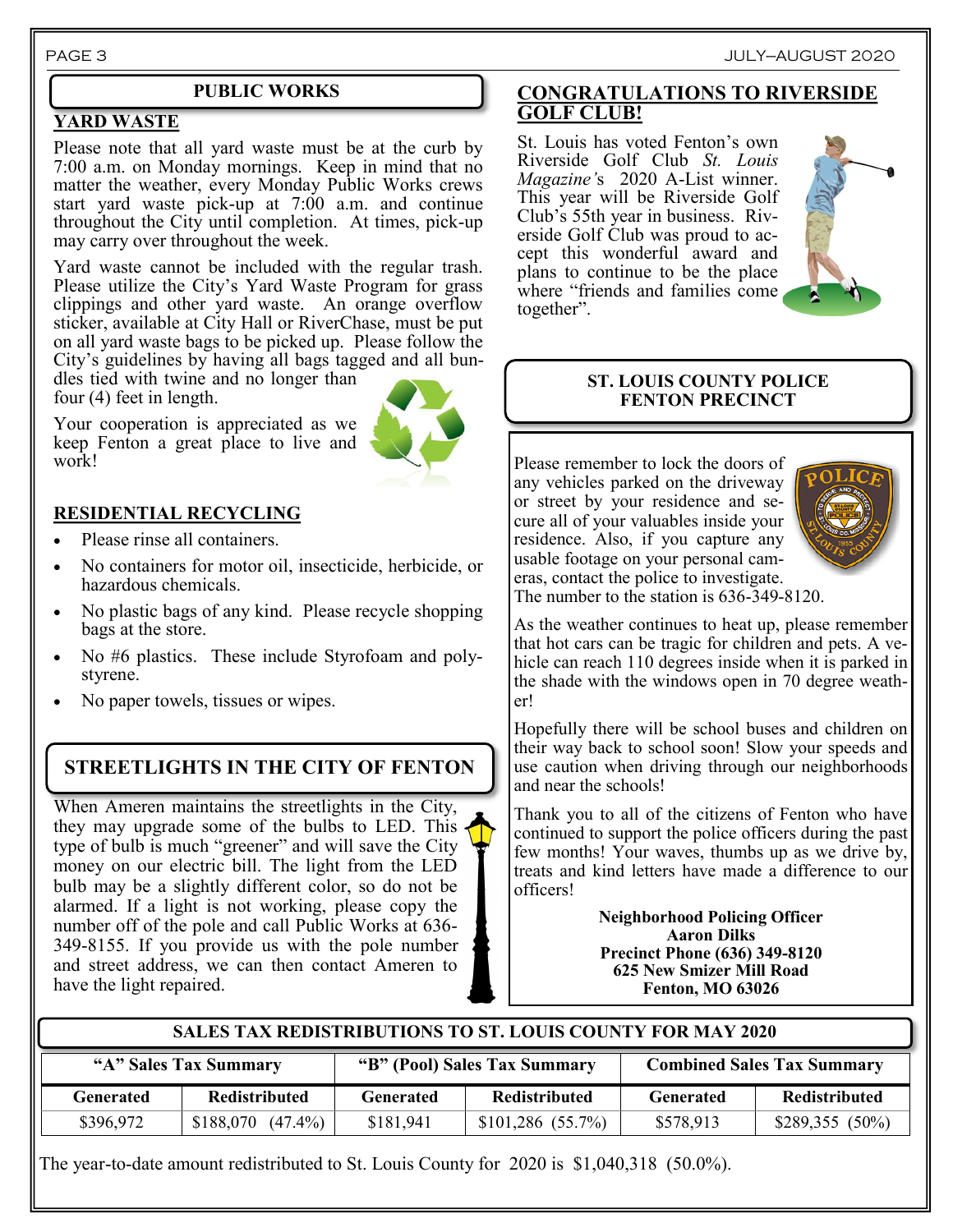## PUBLIC WORKS

### YARD WASTE

Please note that all yard waste must be at the curb by 7:00 a.m. on Monday mornings. Keep in mind that no matter the weather, every Monday Public Works crews start yard waste pick-up at 7:00 a.m. and continue throughout the City until completion. At times, pick-up may carry over throughout the week.

Yard waste cannot be included with the regular trash. Please utilize the City's Yard Waste Program for grass clippings and other yard waste. An orange overflow sticker, available at City Hall or RiverChase, must be put on all yard waste bags to be picked up. Please follow the City's guidelines by having all bags tagged and all bundles tied with twine and no longer than four (4) feet in length.

Your cooperation is appreciated as we keep Fenton a great place to live and work!

### RESIDENTIAL RECYCLING

- Please rinse all containers.
- No containers for motor oil, insecticide, herbicide, or hazardous chemicals.
- No plastic bags of any kind. Please recycle shopping bags at the store.
- No #6 plastics. These include Styrofoam and polystyrene.
- No paper towels, tissues or wipes.

## STREETLIGHTS IN THE CITY OF FENTON

When Ameren maintains the streetlights in the City, they may upgrade some of the bulbs to LED. This type of bulb is much "greener" and will save the City money on our electric bill. The light from the LED bulb may be a slightly different color, so do not be alarmed. If a light is not working, please copy the number off of the pole and call Public Works at 636-349-8155. If you provide us with the pole number and street address, we can then contact Ameren to have the light repaired.

## CONGRATULATIONS TO RIVERSIDE GOLF CLUB!

St. Louis has voted Fenton's own Riverside Golf Club *St. Louis Magazine's* 2020 A-List winner. This year will be Riverside Golf Club's 55th year in business. Riverside Golf Club was proud to accept this wonderful award and plans to continue to be the place where "friends and families come together".

## ST. LOUIS COUNTY POLICE FENTON PRECINCT

Please remember to lock the doors of any vehicles parked on the driveway or street by your residence and secure all of your valuables inside your residence. Also, if you capture any usable footage on your personal cameras, contact the police to investigate. The number to the station is 636-349-8120.

As the weather continues to heat up, please remember that hot cars can be tragic for children and pets. A vehicle can reach 110 degrees inside when it is parked in the shade with the windows open in 70 degree weather!

Hopefully there will be school buses and children on their way back to school soon! Slow your speeds and use caution when driving through our neighborhoods and near the schools!

Thank you to all of the citizens of Fenton who have continued to support the police officers during the past few months! Your waves, thumbs up as we drive by, treats and kind letters have made a difference to our officers!

**Neighborhood Policing Officer**
**Aaron Dilks**
**Precinct Phone (636) 349-8120**
**625 New Smizer Mill Road**
**Fenton, MO 63026**

## SALES TAX REDISTRIBUTIONS TO ST. LOUIS COUNTY FOR MAY 2020

| "A" Sales Tax Summary | | "B" (Pool) Sales Tax Summary | | Combined Sales Tax Summary | |
|---|---|---|---|---|---|
| **Generated** | **Redistributed** | **Generated** | **Redistributed** | **Generated** | **Redistributed** |
| $396,972 | $188,070 (47.4%) | $181,941 | $101,286 (55.7%) | $578,913 | $289,355 (50%) |

The year-to-date amount redistributed to St. Louis County for 2020 is $1,040,318 (50.0%).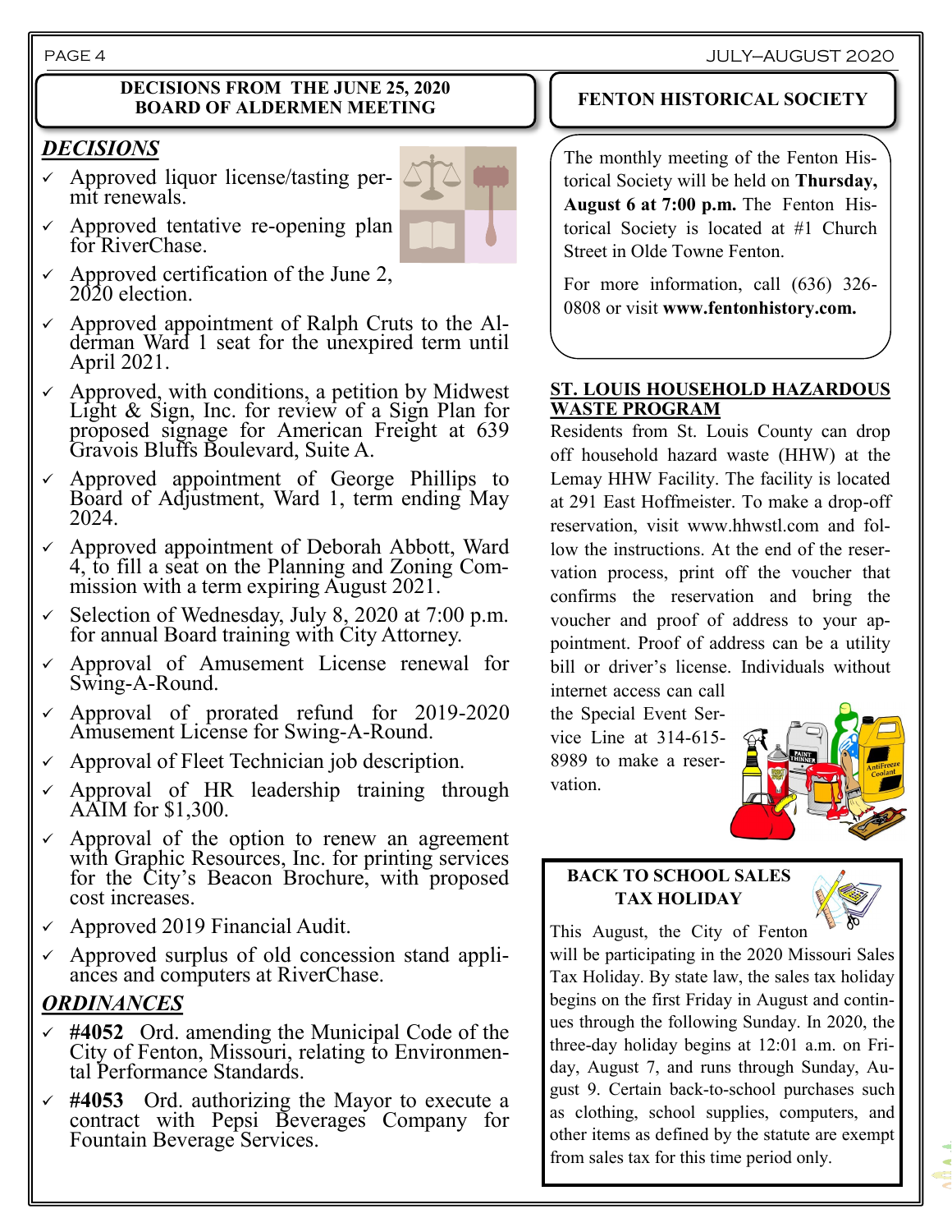## DECISIONS FROM THE JUNE 25, 2020 BOARD OF ALDERMEN MEETING

### *DECISIONS*

- ✓ Approved liquor license/tasting permit renewals.
- ✓ Approved tentative re-opening plan for RiverChase.
- ✓ Approved certification of the June 2, 2020 election.
- ✓ Approved appointment of Ralph Cruts to the Alderman Ward 1 seat for the unexpired term until April 2021.
- ✓ Approved, with conditions, a petition by Midwest Light & Sign, Inc. for review of a Sign Plan for proposed signage for American Freight at 639 Gravois Bluffs Boulevard, Suite A.
- ✓ Approved appointment of George Phillips to Board of Adjustment, Ward 1, term ending May 2024.
- ✓ Approved appointment of Deborah Abbott, Ward 4, to fill a seat on the Planning and Zoning Commission with a term expiring August 2021.
- ✓ Selection of Wednesday, July 8, 2020 at 7:00 p.m. for annual Board training with City Attorney.
- ✓ Approval of Amusement License renewal for Swing-A-Round.
- ✓ Approval of prorated refund for 2019-2020 Amusement License for Swing-A-Round.
- ✓ Approval of Fleet Technician job description.
- ✓ Approval of HR leadership training through AAIM for $1,300.
- ✓ Approval of the option to renew an agreement with Graphic Resources, Inc. for printing services for the City's Beacon Brochure, with proposed cost increases.
- ✓ Approved 2019 Financial Audit.
- ✓ Approved surplus of old concession stand appliances and computers at RiverChase.

### *ORDINANCES*

- ✓ **#4052** Ord. amending the Municipal Code of the City of Fenton, Missouri, relating to Environmental Performance Standards.
- ✓ **#4053** Ord. authorizing the Mayor to execute a contract with Pepsi Beverages Company for Fountain Beverage Services.

## FENTON HISTORICAL SOCIETY

The monthly meeting of the Fenton Historical Society will be held on **Thursday, August 6 at 7:00 p.m.** The Fenton Historical Society is located at #1 Church Street in Olde Towne Fenton.

For more information, call (636) 326-0808 or visit **www.fentonhistory.com.**

## ST. LOUIS HOUSEHOLD HAZARDOUS WASTE PROGRAM

Residents from St. Louis County can drop off household hazard waste (HHW) at the Lemay HHW Facility. The facility is located at 291 East Hoffmeister. To make a drop-off reservation, visit www.hhwstl.com and follow the instructions. At the end of the reservation process, print off the voucher that confirms the reservation and bring the voucher and proof of address to your appointment. Proof of address can be a utility bill or driver's license. Individuals without internet access can call the Special Event Service Line at 314-615-8989 to make a reservation.

## BACK TO SCHOOL SALES TAX HOLIDAY

This August, the City of Fenton will be participating in the 2020 Missouri Sales Tax Holiday. By state law, the sales tax holiday begins on the first Friday in August and continues through the following Sunday. In 2020, the three-day holiday begins at 12:01 a.m. on Friday, August 7, and runs through Sunday, August 9. Certain back-to-school purchases such as clothing, school supplies, computers, and other items as defined by the statute are exempt from sales tax for this time period only.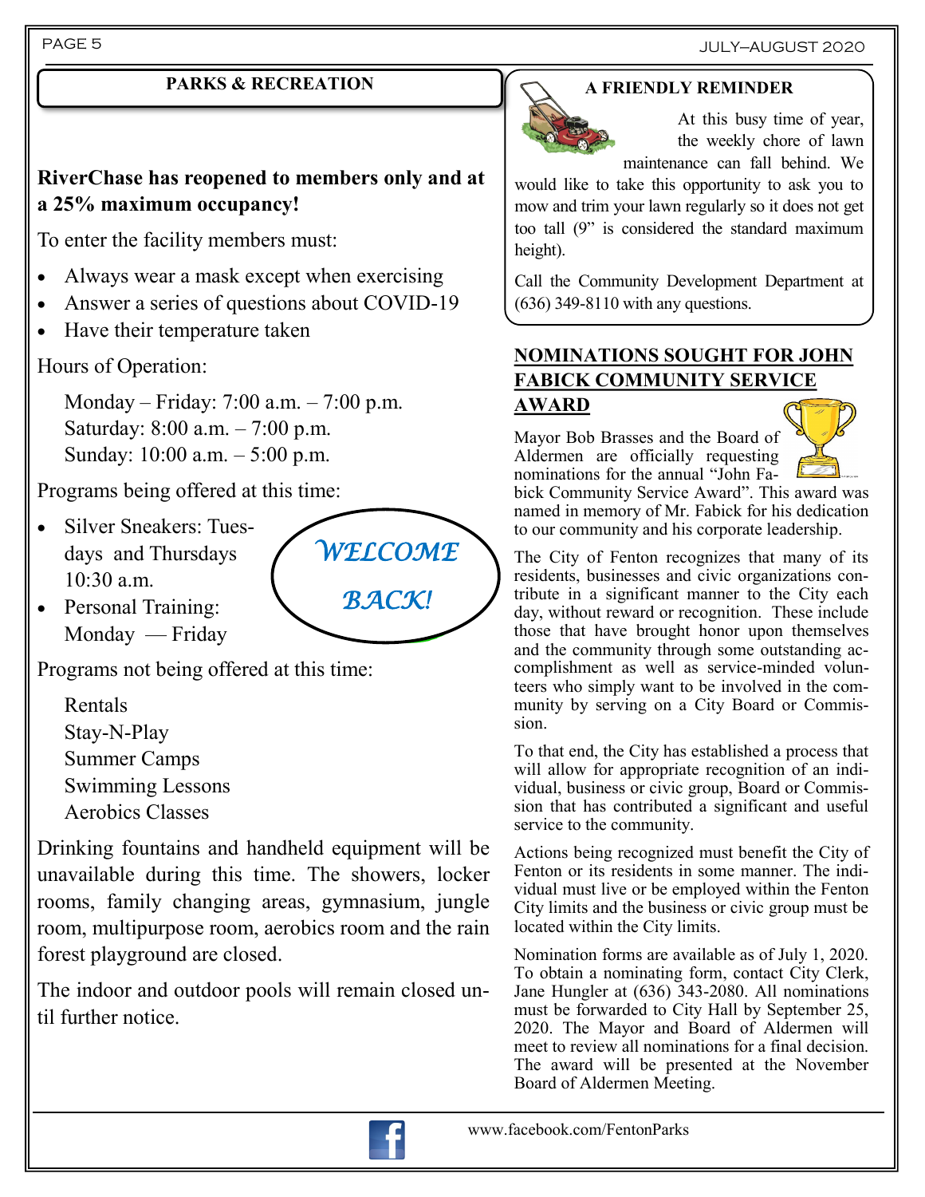## PARKS & RECREATION

**RiverChase has reopened to members only and at a 25% maximum occupancy!**

To enter the facility members must:

- Always wear a mask except when exercising
- Answer a series of questions about COVID-19
- Have their temperature taken

Hours of Operation:

Monday – Friday: 7:00 a.m. – 7:00 p.m.
Saturday: 8:00 a.m. – 7:00 p.m.
Sunday: 10:00 a.m. – 5:00 p.m.

Programs being offered at this time:

- Silver Sneakers: Tuesdays and Thursdays 10:30 a.m.
- Personal Training: Monday — Friday

*WELCOME BACK!*

Programs not being offered at this time:

Rentals
Stay-N-Play
Summer Camps
Swimming Lessons
Aerobics Classes

Drinking fountains and handheld equipment will be unavailable during this time. The showers, locker rooms, family changing areas, gymnasium, jungle room, multipurpose room, aerobics room and the rain forest playground are closed.

The indoor and outdoor pools will remain closed until further notice.

## A FRIENDLY REMINDER

At this busy time of year, the weekly chore of lawn maintenance can fall behind. We would like to take this opportunity to ask you to mow and trim your lawn regularly so it does not get too tall (9" is considered the standard maximum height).

Call the Community Development Department at (636) 349-8110 with any questions.

## NOMINATIONS SOUGHT FOR JOHN FABICK COMMUNITY SERVICE AWARD

Mayor Bob Brasses and the Board of Aldermen are officially requesting nominations for the annual "John Fabick Community Service Award". This award was named in memory of Mr. Fabick for his dedication to our community and his corporate leadership.

The City of Fenton recognizes that many of its residents, businesses and civic organizations contribute in a significant manner to the City each day, without reward or recognition. These include those that have brought honor upon themselves and the community through some outstanding accomplishment as well as service-minded volunteers who simply want to be involved in the community by serving on a City Board or Commission.

To that end, the City has established a process that will allow for appropriate recognition of an individual, business or civic group, Board or Commission that has contributed a significant and useful service to the community.

Actions being recognized must benefit the City of Fenton or its residents in some manner. The individual must live or be employed within the Fenton City limits and the business or civic group must be located within the City limits.

Nomination forms are available as of July 1, 2020. To obtain a nominating form, contact City Clerk, Jane Hungler at (636) 343-2080. All nominations must be forwarded to City Hall by September 25, 2020. The Mayor and Board of Aldermen will meet to review all nominations for a final decision. The award will be presented at the November Board of Aldermen Meeting.

www.facebook.com/FentonParks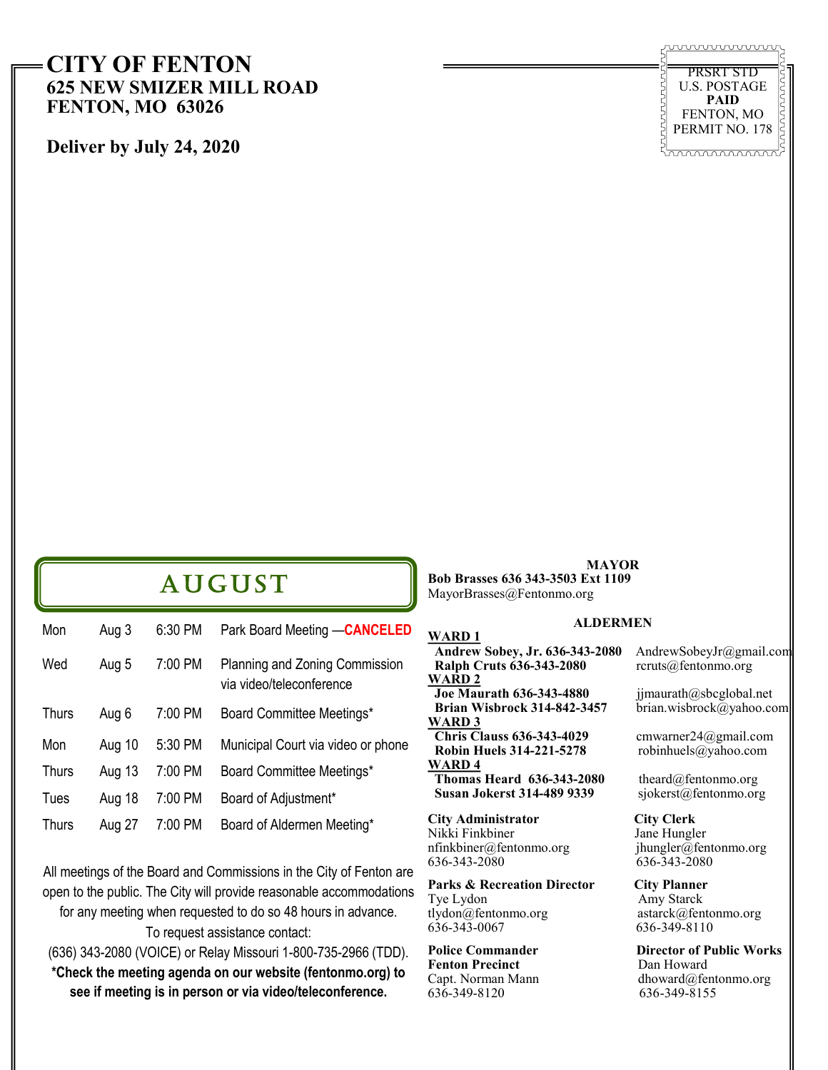# CITY OF FENTON

**625 NEW SMIZER MILL ROAD**
**FENTON, MO 63026**

**Deliver by July 24, 2020**

PRSRT STD
U.S. POSTAGE
**PAID**
FENTON, MO
PERMIT NO. 178

## AUGUST

| | | | |
|---|---|---|---|
| Mon | Aug 3 | 6:30 PM | Park Board Meeting —**CANCELED** |
| Wed | Aug 5 | 7:00 PM | Planning and Zoning Commission via video/teleconference |
| Thurs | Aug 6 | 7:00 PM | Board Committee Meetings* |
| Mon | Aug 10 | 5:30 PM | Municipal Court via video or phone |
| Thurs | Aug 13 | 7:00 PM | Board Committee Meetings* |
| Tues | Aug 18 | 7:00 PM | Board of Adjustment* |
| Thurs | Aug 27 | 7:00 PM | Board of Aldermen Meeting* |

All meetings of the Board and Commissions in the City of Fenton are open to the public. The City will provide reasonable accommodations for any meeting when requested to do so 48 hours in advance. To request assistance contact:
(636) 343-2080 (VOICE) or Relay Missouri 1-800-735-2966 (TDD).
**\*Check the meeting agenda on our website (fentonmo.org) to see if meeting is in person or via video/teleconference.**

**MAYOR**
**Bob Brasses 636 343-3503 Ext 1109**
MayorBrasses@Fentonmo.org

**ALDERMEN**

**WARD 1**
**Andrew Sobey, Jr. 636-343-2080** AndrewSobeyJr@gmail.com
**Ralph Cruts 636-343-2080** rcruts@fentonmo.org

**WARD 2**
**Joe Maurath 636-343-4880** jjmaurath@sbcglobal.net
**Brian Wisbrock 314-842-3457** brian.wisbrock@yahoo.com

**WARD 3**
**Chris Clauss 636-343-4029** cmwarner24@gmail.com
**Robin Huels 314-221-5278** robinhuels@yahoo.com

**WARD 4**
**Thomas Heard 636-343-2080** theard@fentonmo.org
**Susan Jokerst 314-489 9339** sjokerst@fentonmo.org

**City Administrator**
Nikki Finkbiner
nfinkbiner@fentonmo.org
636-343-2080

**City Clerk**
Jane Hungler
jhungler@fentonmo.org
636-343-2080

**Parks & Recreation Director**
Tye Lydon
tlydon@fentonmo.org
636-343-0067

**City Planner**
Amy Starck
astarck@fentonmo.org
636-349-8110

**Police Commander**
**Fenton Precinct**
Capt. Norman Mann
636-349-8120

**Director of Public Works**
Dan Howard
dhoward@fentonmo.org
636-349-8155